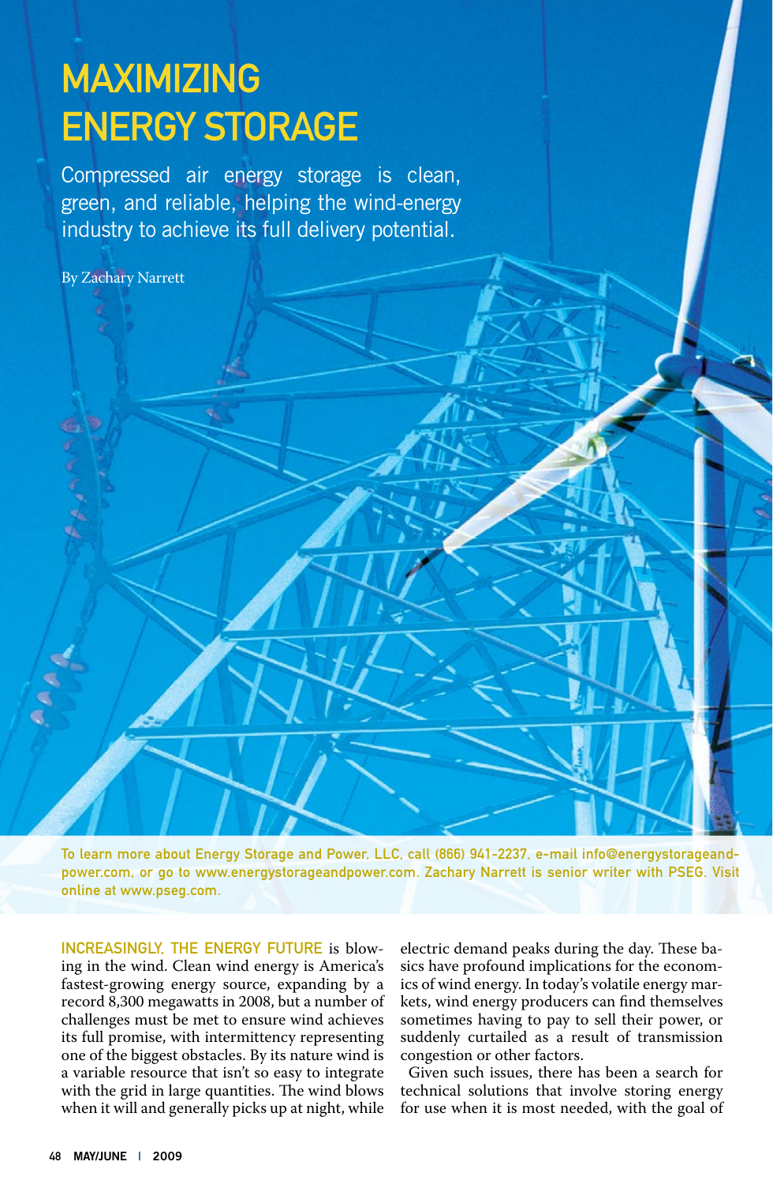# MAXIMIZING ENERGY STORAGE

Compressed air energy storage is clean, green, and reliable, helping the wind-energy industry to achieve its full delivery potential.

By Zachary Narrett

To learn more about Energy Storage and Power, LLC, call (866) 941-2237, e-mail info@energystorageand-power.com, or go to www.energystorageandpower.com. Zachary Narrett is senior writer with PSEG. Visit online at www.pseg.com.

**INCREASINGLY, THE ENERGY FUTURE** is blowing in the wind. Clean wind energy is America's fastest-growing energy source, expanding by a record 8,300 megawatts in 2008, but a number of challenges must be met to ensure wind achieves its full promise, with intermittency representing one of the biggest obstacles. By its nature wind is a variable resource that isn't so easy to integrate with the grid in large quantities. The wind blows when it will and generally picks up at night, while electric demand peaks during the day. These basics have profound implications for the economics of wind energy. In today's volatile energy markets, wind energy producers can find themselves sometimes having to pay to sell their power, or suddenly curtailed as a result of transmission congestion or other factors.

Given such issues, there has been a search for technical solutions that involve storing energy for use when it is most needed, with the goal of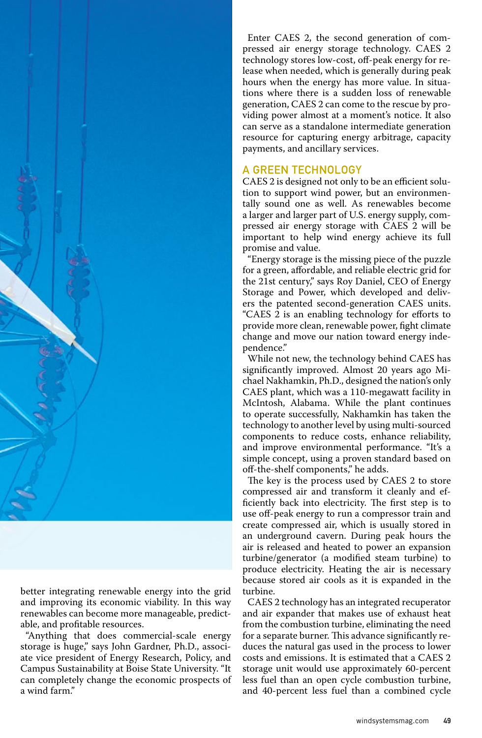better integrating renewable energy into the grid and improving its economic viability. In this way renewables can become more manageable, predictable, and profitable resources.

"Anything that does commercial-scale energy storage is huge," says John Gardner, Ph.D., associate vice president of Energy Research, Policy, and Campus Sustainability at Boise State University. "It can completely change the economic prospects of a wind farm."

Enter CAES 2, the second generation of compressed air energy storage technology. CAES 2 technology stores low-cost, off-peak energy for release when needed, which is generally during peak hours when the energy has more value. In situations where there is a sudden loss of renewable generation, CAES 2 can come to the rescue by providing power almost at a moment's notice. It also can serve as a standalone intermediate generation resource for capturing energy arbitrage, capacity payments, and ancillary services.

## A GREEN TECHNOLOGY

CAES 2 is designed not only to be an efficient solution to support wind power, but an environmentally sound one as well. As renewables become a larger and larger part of U.S. energy supply, compressed air energy storage with CAES 2 will be important to help wind energy achieve its full promise and value.

"Energy storage is the missing piece of the puzzle for a green, affordable, and reliable electric grid for the 21st century," says Roy Daniel, CEO of Energy Storage and Power, which developed and delivers the patented second-generation CAES units. "CAES 2 is an enabling technology for efforts to provide more clean, renewable power, fight climate change and move our nation toward energy independence."

While not new, the technology behind CAES has significantly improved. Almost 20 years ago Michael Nakhamkin, Ph.D., designed the nation's only CAES plant, which was a 110-megawatt facility in McIntosh, Alabama. While the plant continues to operate successfully, Nakhamkin has taken the technology to another level by using multi-sourced components to reduce costs, enhance reliability, and improve environmental performance. "It's a simple concept, using a proven standard based on off-the-shelf components," he adds.

The key is the process used by CAES 2 to store compressed air and transform it cleanly and efficiently back into electricity. The first step is to use off-peak energy to run a compressor train and create compressed air, which is usually stored in an underground cavern. During peak hours the air is released and heated to power an expansion turbine/generator (a modified steam turbine) to produce electricity. Heating the air is necessary because stored air cools as it is expanded in the turbine.

CAES 2 technology has an integrated recuperator and air expander that makes use of exhaust heat from the combustion turbine, eliminating the need for a separate burner. This advance significantly reduces the natural gas used in the process to lower costs and emissions. It is estimated that a CAES 2 storage unit would use approximately 60-percent less fuel than an open cycle combustion turbine, and 40-percent less fuel than a combined cycle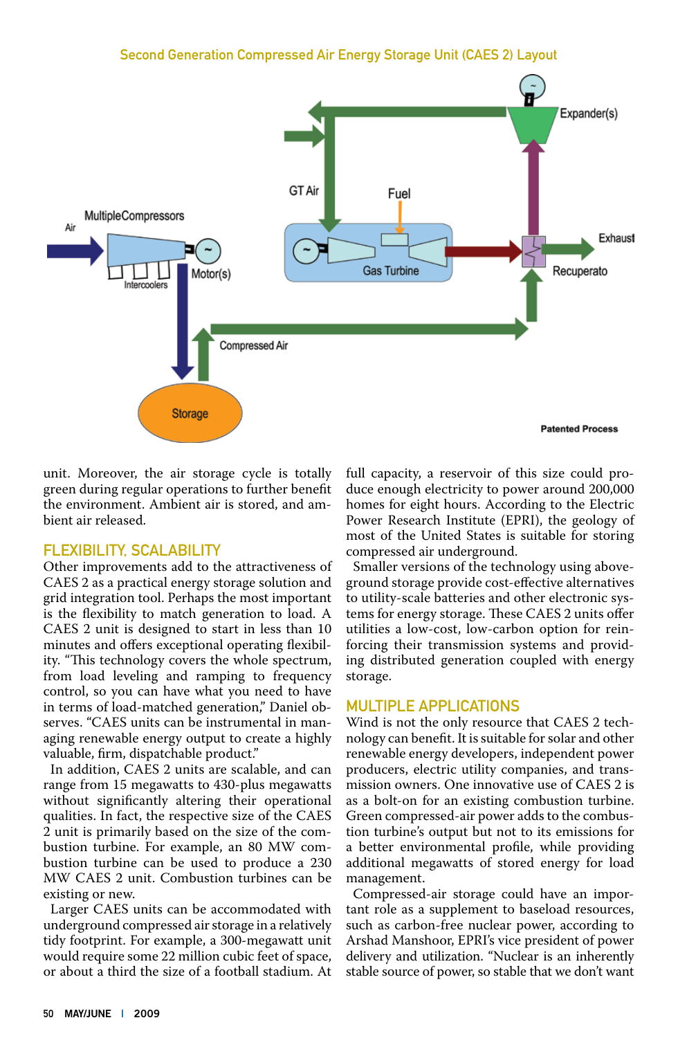Second Generation Compressed Air Energy Storage Unit (CAES 2) Layout

unit. Moreover, the air storage cycle is totally green during regular operations to further benefit the environment. Ambient air is stored, and ambient air released.

## FLEXIBILITY, SCALABILITY

Other improvements add to the attractiveness of CAES 2 as a practical energy storage solution and grid integration tool. Perhaps the most important is the flexibility to match generation to load. A CAES 2 unit is designed to start in less than 10 minutes and offers exceptional operating flexibility. "This technology covers the whole spectrum, from load leveling and ramping to frequency control, so you can have what you need to have in terms of load-matched generation," Daniel observes. "CAES units can be instrumental in managing renewable energy output to create a highly valuable, firm, dispatchable product."

In addition, CAES 2 units are scalable, and can range from 15 megawatts to 430-plus megawatts without significantly altering their operational qualities. In fact, the respective size of the CAES 2 unit is primarily based on the size of the combustion turbine. For example, an 80 MW combustion turbine can be used to produce a 230 MW CAES 2 unit. Combustion turbines can be existing or new.

Larger CAES units can be accommodated with underground compressed air storage in a relatively tidy footprint. For example, a 300-megawatt unit would require some 22 million cubic feet of space, or about a third the size of a football stadium. At full capacity, a reservoir of this size could produce enough electricity to power around 200,000 homes for eight hours. According to the Electric Power Research Institute (EPRI), the geology of most of the United States is suitable for storing compressed air underground.

Smaller versions of the technology using above-ground storage provide cost-effective alternatives to utility-scale batteries and other electronic systems for energy storage. These CAES 2 units offer utilities a low-cost, low-carbon option for reinforcing their transmission systems and providing distributed generation coupled with energy storage.

## MULTIPLE APPLICATIONS

Wind is not the only resource that CAES 2 technology can benefit. It is suitable for solar and other renewable energy developers, independent power producers, electric utility companies, and transmission owners. One innovative use of CAES 2 is as a bolt-on for an existing combustion turbine. Green compressed-air power adds to the combustion turbine's output but not to its emissions for a better environmental profile, while providing additional megawatts of stored energy for load management.

Compressed-air storage could have an important role as a supplement to baseload resources, such as carbon-free nuclear power, according to Arshad Manshoor, EPRI's vice president of power delivery and utilization. "Nuclear is an inherently stable source of power, so stable that we don't want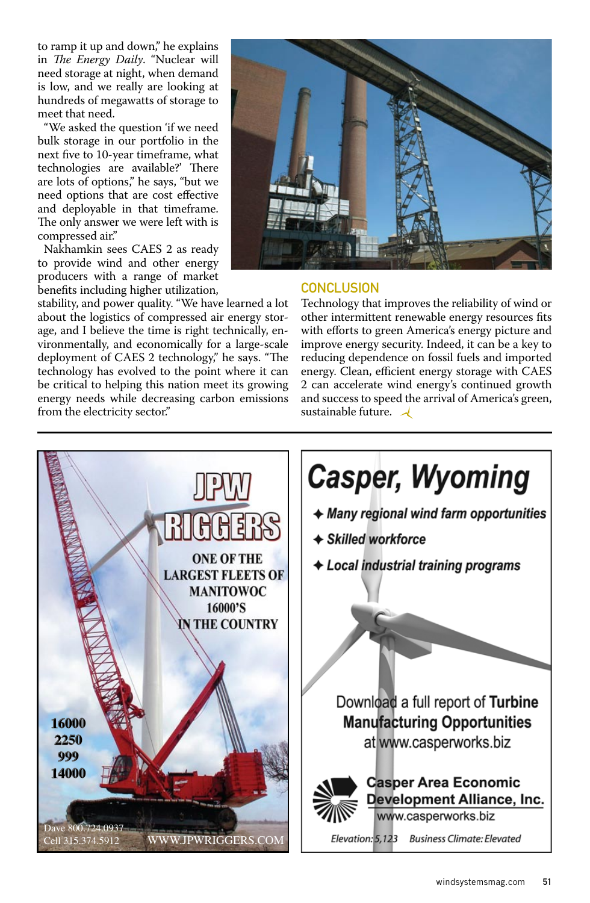to ramp it up and down," he explains in *The Energy Daily*. "Nuclear will need storage at night, when demand is low, and we really are looking at hundreds of megawatts of storage to meet that need.

"We asked the question 'if we need bulk storage in our portfolio in the next five to 10-year timeframe, what technologies are available?' There are lots of options," he says, "but we need options that are cost effective and deployable in that timeframe. The only answer we were left with is compressed air."

Nakhamkin sees CAES 2 as ready to provide wind and other energy producers with a range of market benefits including higher utilization, stability, and power quality. "We have learned a lot about the logistics of compressed air energy storage, and I believe the time is right technically, environmentally, and economically for a large-scale deployment of CAES 2 technology," he says. "The technology has evolved to the point where it can be critical to helping this nation meet its growing energy needs while decreasing carbon emissions from the electricity sector."

## CONCLUSION

Technology that improves the reliability of wind or other intermittent renewable energy resources fits with efforts to green America's energy picture and improve energy security. Indeed, it can be a key to reducing dependence on fossil fuels and imported energy. Clean, efficient energy storage with CAES 2 can accelerate wind energy's continued growth and success to speed the arrival of America's green, sustainable future.

---

JPW RIGGERS

ONE OF THE LARGEST FLEETS OF MANITOWOC 16000'S IN THE COUNTRY

16000
2250
999
14000

Dave 800.724.0937
Cell 315.374.5912
WWW.JPWRIGGERS.COM

---

Casper, Wyoming

- Many regional wind farm opportunities
- Skilled workforce
- Local industrial training programs

Download a full report of **Turbine Manufacturing Opportunities** at www.casperworks.biz

Casper Area Economic Development Alliance, Inc.
www.casperworks.biz

*Elevation: 5,123* *Business Climate: Elevated*